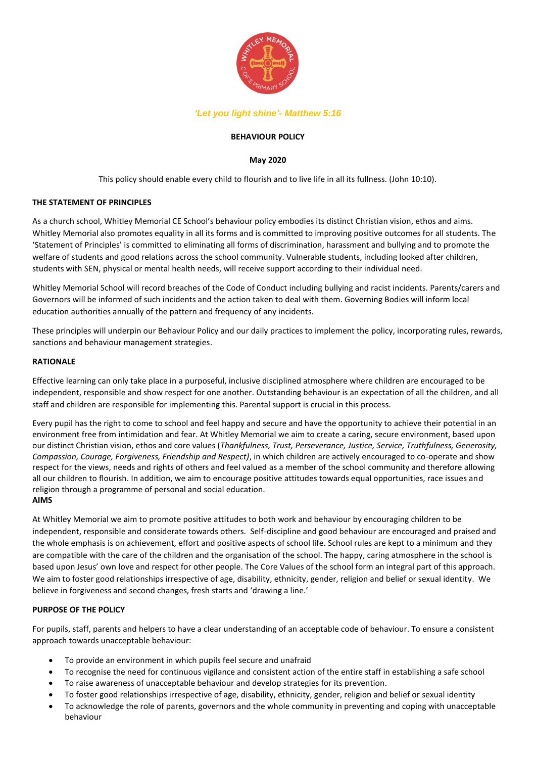*'Let you light shine'- Matthew 5:16*

**BEHAVIOUR POLICY**

**May 2020**

This policy should enable every child to flourish and to live life in all its fullness. (John 10:10).

## THE STATEMENT OF PRINCIPLES

As a church school, Whitley Memorial CE School's behaviour policy embodies its distinct Christian vision, ethos and aims. Whitley Memorial also promotes equality in all its forms and is committed to improving positive outcomes for all students. The 'Statement of Principles' is committed to eliminating all forms of discrimination, harassment and bullying and to promote the welfare of students and good relations across the school community. Vulnerable students, including looked after children, students with SEN, physical or mental health needs, will receive support according to their individual need.

Whitley Memorial School will record breaches of the Code of Conduct including bullying and racist incidents. Parents/carers and Governors will be informed of such incidents and the action taken to deal with them. Governing Bodies will inform local education authorities annually of the pattern and frequency of any incidents.

These principles will underpin our Behaviour Policy and our daily practices to implement the policy, incorporating rules, rewards, sanctions and behaviour management strategies.

## RATIONALE

Effective learning can only take place in a purposeful, inclusive disciplined atmosphere where children are encouraged to be independent, responsible and show respect for one another. Outstanding behaviour is an expectation of all the children, and all staff and children are responsible for implementing this. Parental support is crucial in this process.

Every pupil has the right to come to school and feel happy and secure and have the opportunity to achieve their potential in an environment free from intimidation and fear. At Whitley Memorial we aim to create a caring, secure environment, based upon our distinct Christian vision, ethos and core values (*Thankfulness, Trust, Perseverance, Justice, Service, Truthfulness, Generosity, Compassion, Courage, Forgiveness, Friendship and Respect)*, in which children are actively encouraged to co-operate and show respect for the views, needs and rights of others and feel valued as a member of the school community and therefore allowing all our children to flourish. In addition, we aim to encourage positive attitudes towards equal opportunities, race issues and religion through a programme of personal and social education.

## AIMS

At Whitley Memorial we aim to promote positive attitudes to both work and behaviour by encouraging children to be independent, responsible and considerate towards others. Self-discipline and good behaviour are encouraged and praised and the whole emphasis is on achievement, effort and positive aspects of school life. School rules are kept to a minimum and they are compatible with the care of the children and the organisation of the school. The happy, caring atmosphere in the school is based upon Jesus' own love and respect for other people. The Core Values of the school form an integral part of this approach. We aim to foster good relationships irrespective of age, disability, ethnicity, gender, religion and belief or sexual identity. We believe in forgiveness and second changes, fresh starts and 'drawing a line.'

## PURPOSE OF THE POLICY

For pupils, staff, parents and helpers to have a clear understanding of an acceptable code of behaviour. To ensure a consistent approach towards unacceptable behaviour:

- To provide an environment in which pupils feel secure and unafraid
- To recognise the need for continuous vigilance and consistent action of the entire staff in establishing a safe school
- To raise awareness of unacceptable behaviour and develop strategies for its prevention.
- To foster good relationships irrespective of age, disability, ethnicity, gender, religion and belief or sexual identity
- To acknowledge the role of parents, governors and the whole community in preventing and coping with unacceptable behaviour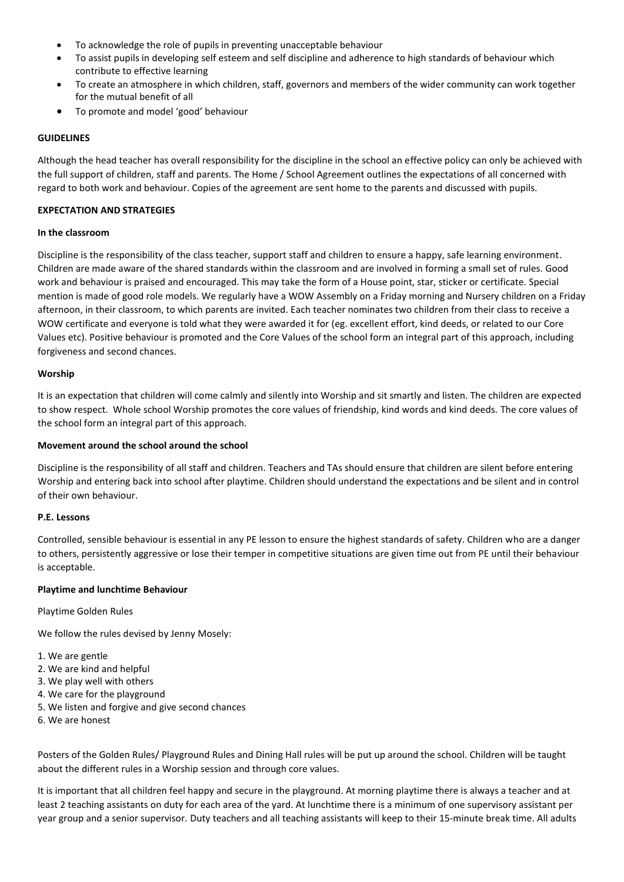- To acknowledge the role of pupils in preventing unacceptable behaviour
- To assist pupils in developing self esteem and self discipline and adherence to high standards of behaviour which contribute to effective learning
- To create an atmosphere in which children, staff, governors and members of the wider community can work together for the mutual benefit of all
- To promote and model 'good' behaviour

**GUIDELINES**

Although the head teacher has overall responsibility for the discipline in the school an effective policy can only be achieved with the full support of children, staff and parents. The Home / School Agreement outlines the expectations of all concerned with regard to both work and behaviour. Copies of the agreement are sent home to the parents and discussed with pupils.

**EXPECTATION AND STRATEGIES**

**In the classroom**

Discipline is the responsibility of the class teacher, support staff and children to ensure a happy, safe learning environment. Children are made aware of the shared standards within the classroom and are involved in forming a small set of rules. Good work and behaviour is praised and encouraged. This may take the form of a House point, star, sticker or certificate. Special mention is made of good role models. We regularly have a WOW Assembly on a Friday morning and Nursery children on a Friday afternoon, in their classroom, to which parents are invited. Each teacher nominates two children from their class to receive a WOW certificate and everyone is told what they were awarded it for (eg. excellent effort, kind deeds, or related to our Core Values etc). Positive behaviour is promoted and the Core Values of the school form an integral part of this approach, including forgiveness and second chances.

**Worship**

It is an expectation that children will come calmly and silently into Worship and sit smartly and listen. The children are expected to show respect. Whole school Worship promotes the core values of friendship, kind words and kind deeds. The core values of the school form an integral part of this approach.

**Movement around the school around the school**

Discipline is the responsibility of all staff and children. Teachers and TAs should ensure that children are silent before entering Worship and entering back into school after playtime. Children should understand the expectations and be silent and in control of their own behaviour.

**P.E. Lessons**

Controlled, sensible behaviour is essential in any PE lesson to ensure the highest standards of safety. Children who are a danger to others, persistently aggressive or lose their temper in competitive situations are given time out from PE until their behaviour is acceptable.

**Playtime and lunchtime Behaviour**

Playtime Golden Rules

We follow the rules devised by Jenny Mosely:

1. We are gentle
2. We are kind and helpful
3. We play well with others
4. We care for the playground
5. We listen and forgive and give second chances
6. We are honest

Posters of the Golden Rules/ Playground Rules and Dining Hall rules will be put up around the school. Children will be taught about the different rules in a Worship session and through core values.

It is important that all children feel happy and secure in the playground. At morning playtime there is always a teacher and at least 2 teaching assistants on duty for each area of the yard. At lunchtime there is a minimum of one supervisory assistant per year group and a senior supervisor. Duty teachers and all teaching assistants will keep to their 15-minute break time. All adults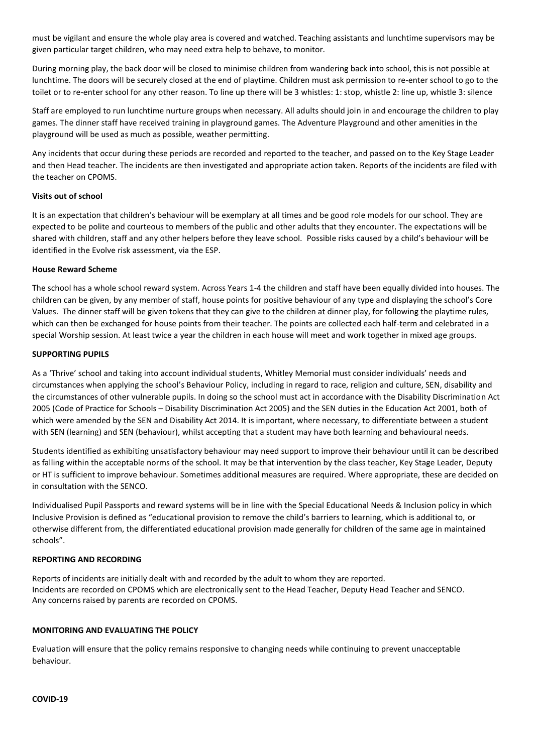must be vigilant and ensure the whole play area is covered and watched. Teaching assistants and lunchtime supervisors may be given particular target children, who may need extra help to behave, to monitor.

During morning play, the back door will be closed to minimise children from wandering back into school, this is not possible at lunchtime. The doors will be securely closed at the end of playtime. Children must ask permission to re-enter school to go to the toilet or to re-enter school for any other reason. To line up there will be 3 whistles: 1: stop, whistle 2: line up, whistle 3: silence

Staff are employed to run lunchtime nurture groups when necessary. All adults should join in and encourage the children to play games. The dinner staff have received training in playground games. The Adventure Playground and other amenities in the playground will be used as much as possible, weather permitting.

Any incidents that occur during these periods are recorded and reported to the teacher, and passed on to the Key Stage Leader and then Head teacher. The incidents are then investigated and appropriate action taken. Reports of the incidents are filed with the teacher on CPOMS.

**Visits out of school**

It is an expectation that children's behaviour will be exemplary at all times and be good role models for our school. They are expected to be polite and courteous to members of the public and other adults that they encounter. The expectations will be shared with children, staff and any other helpers before they leave school. Possible risks caused by a child's behaviour will be identified in the Evolve risk assessment, via the ESP.

**House Reward Scheme**

The school has a whole school reward system. Across Years 1-4 the children and staff have been equally divided into houses. The children can be given, by any member of staff, house points for positive behaviour of any type and displaying the school's Core Values. The dinner staff will be given tokens that they can give to the children at dinner play, for following the playtime rules, which can then be exchanged for house points from their teacher. The points are collected each half-term and celebrated in a special Worship session. At least twice a year the children in each house will meet and work together in mixed age groups.

**SUPPORTING PUPILS**

As a 'Thrive' school and taking into account individual students, Whitley Memorial must consider individuals' needs and circumstances when applying the school's Behaviour Policy, including in regard to race, religion and culture, SEN, disability and the circumstances of other vulnerable pupils. In doing so the school must act in accordance with the Disability Discrimination Act 2005 (Code of Practice for Schools – Disability Discrimination Act 2005) and the SEN duties in the Education Act 2001, both of which were amended by the SEN and Disability Act 2014. It is important, where necessary, to differentiate between a student with SEN (learning) and SEN (behaviour), whilst accepting that a student may have both learning and behavioural needs.

Students identified as exhibiting unsatisfactory behaviour may need support to improve their behaviour until it can be described as falling within the acceptable norms of the school. It may be that intervention by the class teacher, Key Stage Leader, Deputy or HT is sufficient to improve behaviour. Sometimes additional measures are required. Where appropriate, these are decided on in consultation with the SENCO.

Individualised Pupil Passports and reward systems will be in line with the Special Educational Needs & Inclusion policy in which Inclusive Provision is defined as "educational provision to remove the child's barriers to learning, which is additional to, or otherwise different from, the differentiated educational provision made generally for children of the same age in maintained schools".

**REPORTING AND RECORDING**

Reports of incidents are initially dealt with and recorded by the adult to whom they are reported.
Incidents are recorded on CPOMS which are electronically sent to the Head Teacher, Deputy Head Teacher and SENCO.
Any concerns raised by parents are recorded on CPOMS.

**MONITORING AND EVALUATING THE POLICY**

Evaluation will ensure that the policy remains responsive to changing needs while continuing to prevent unacceptable behaviour.

**COVID-19**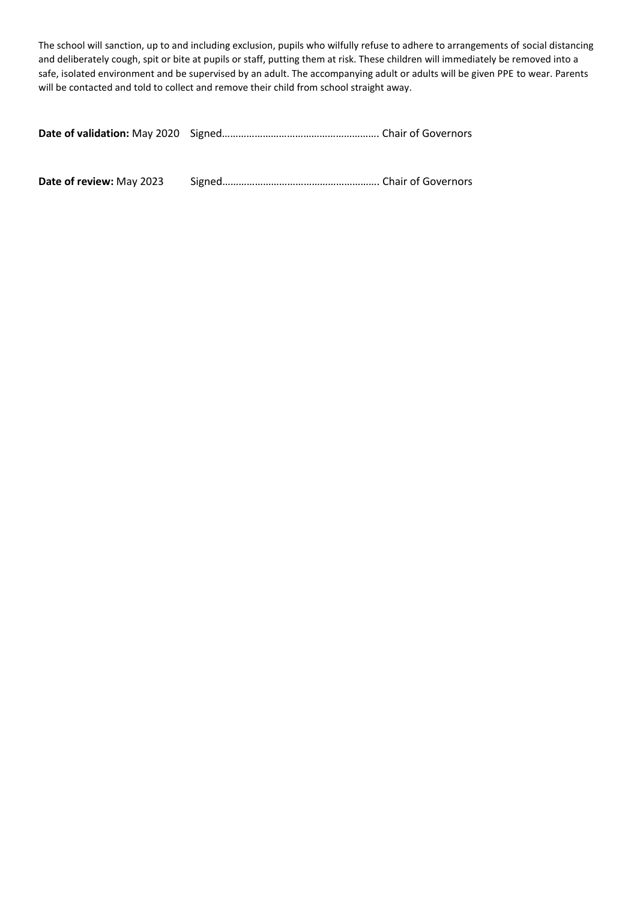The school will sanction, up to and including exclusion, pupils who wilfully refuse to adhere to arrangements of social distancing and deliberately cough, spit or bite at pupils or staff, putting them at risk. These children will immediately be removed into a safe, isolated environment and be supervised by an adult. The accompanying adult or adults will be given PPE to wear. Parents will be contacted and told to collect and remove their child from school straight away.

**Date of validation:** May 2020 Signed………………………………………………….. Chair of Governors

**Date of review:** May 2023 Signed………………………………………………….. Chair of Governors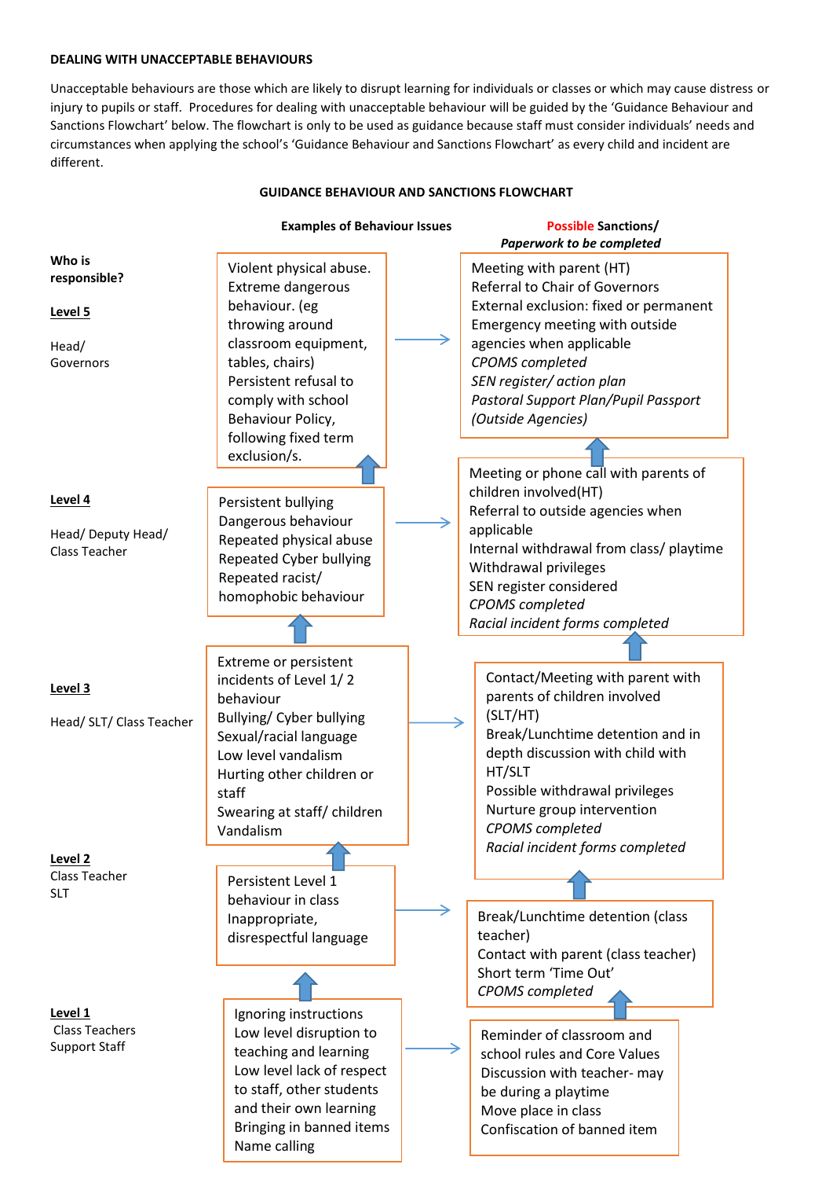**DEALING WITH UNACCEPTABLE BEHAVIOURS**

Unacceptable behaviours are those which are likely to disrupt learning for individuals or classes or which may cause distress or injury to pupils or staff. Procedures for dealing with unacceptable behaviour will be guided by the 'Guidance Behaviour and Sanctions Flowchart' below. The flowchart is only to be used as guidance because staff must consider individuals' needs and circumstances when applying the school's 'Guidance Behaviour and Sanctions Flowchart' as every child and incident are different.

**GUIDANCE BEHAVIOUR AND SANCTIONS FLOWCHART**

| Who is responsible? | Examples of Behaviour Issues | Possible Sanctions/ *Paperwork to be completed* |
| --- | --- | --- |
| **Level 5**<br>Head/ Governors | Violent physical abuse.<br>Extreme dangerous behaviour. (eg throwing around classroom equipment, tables, chairs)<br>Persistent refusal to comply with school Behaviour Policy, following fixed term exclusion/s. | Meeting with parent (HT)<br>Referral to Chair of Governors<br>External exclusion: fixed or permanent<br>Emergency meeting with outside agencies when applicable<br>*CPOMS completed*<br>*SEN register/ action plan*<br>*Pastoral Support Plan/Pupil Passport (Outside Agencies)* |
| **Level 4**<br>Head/ Deputy Head/ Class Teacher | Persistent bullying<br>Dangerous behaviour<br>Repeated physical abuse<br>Repeated Cyber bullying<br>Repeated racist/ homophobic behaviour | Meeting or phone call with parents of children involved(HT)<br>Referral to outside agencies when applicable<br>Internal withdrawal from class/ playtime<br>Withdrawal privileges<br>SEN register considered<br>*CPOMS completed*<br>*Racial incident forms completed* |
| **Level 3**<br>Head/ SLT/ Class Teacher | Extreme or persistent incidents of Level 1/ 2 behaviour<br>Bullying/ Cyber bullying<br>Sexual/racial language<br>Low level vandalism<br>Hurting other children or staff<br>Swearing at staff/ children<br>Vandalism | Contact/Meeting with parent with parents of children involved (SLT/HT)<br>Break/Lunchtime detention and in depth discussion with child with HT/SLT<br>Possible withdraw privileges<br>Nurture group intervention<br>*CPOMS completed*<br>*Racial incident forms completed* |
| **Level 2**<br>Class Teacher<br>SLT | Persistent Level 1 behaviour in class<br>Inappropriate, disrespectful language | Break/Lunchtime detention (class teacher)<br>Contact with parent (class teacher)<br>Short term 'Time Out'<br>*CPOMS completed* |
| **Level 1**<br>Class Teachers<br>Support Staff | Ignoring instructions<br>Low level disruption to teaching and learning<br>Low level lack of respect to staff, other students and their own learning<br>Bringing in banned items<br>Name calling | Reminder of classroom and school rules and Core Values<br>Discussion with teacher- may be during a playtime<br>Move place in class<br>Confiscation of banned item |